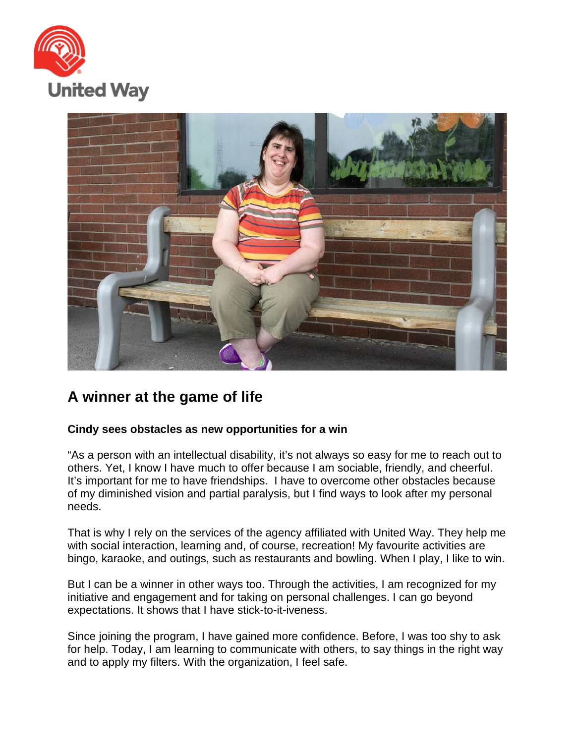# A winner at the game of life

**Cindy sees obstacles as new opportunities for a win**

“As a person with an intellectual disability, it’s not always so easy for me to reach out to others. Yet, I know I have much to offer because I am sociable, friendly, and cheerful. It’s important for me to have friendships. I have to overcome other obstacles because of my diminished vision and partial paralysis, but I find ways to look after my personal needs.

That is why I rely on the services of the agency affiliated with United Way. They help me with social interaction, learning and, of course, recreation! My favourite activities are bingo, karaoke, and outings, such as restaurants and bowling. When I play, I like to win.

But I can be a winner in other ways too. Through the activities, I am recognized for my initiative and engagement and for taking on personal challenges. I can go beyond expectations. It shows that I have stick-to-it-iveness.

Since joining the program, I have gained more confidence. Before, I was too shy to ask for help. Today, I am learning to communicate with others, to say things in the right way and to apply my filters. With the organization, I feel safe.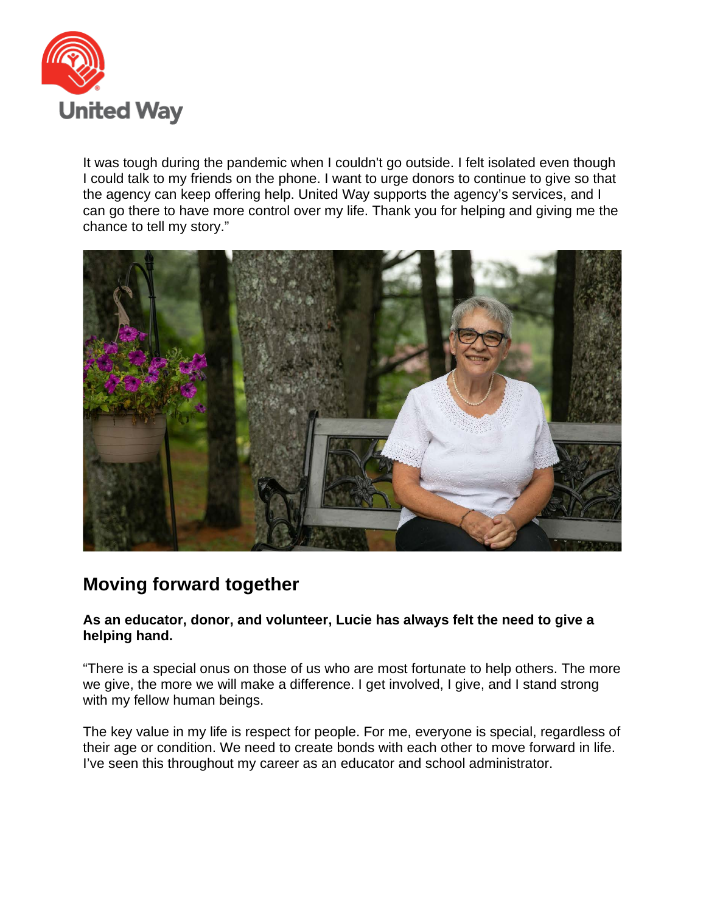It was tough during the pandemic when I couldn't go outside. I felt isolated even though I could talk to my friends on the phone. I want to urge donors to continue to give so that the agency can keep offering help. United Way supports the agency's services, and I can go there to have more control over my life. Thank you for helping and giving me the chance to tell my story."

## Moving forward together

**As an educator, donor, and volunteer, Lucie has always felt the need to give a helping hand.**

"There is a special onus on those of us who are most fortunate to help others. The more we give, the more we will make a difference. I get involved, I give, and I stand strong with my fellow human beings.

The key value in my life is respect for people. For me, everyone is special, regardless of their age or condition. We need to create bonds with each other to move forward in life. I've seen this throughout my career as an educator and school administrator.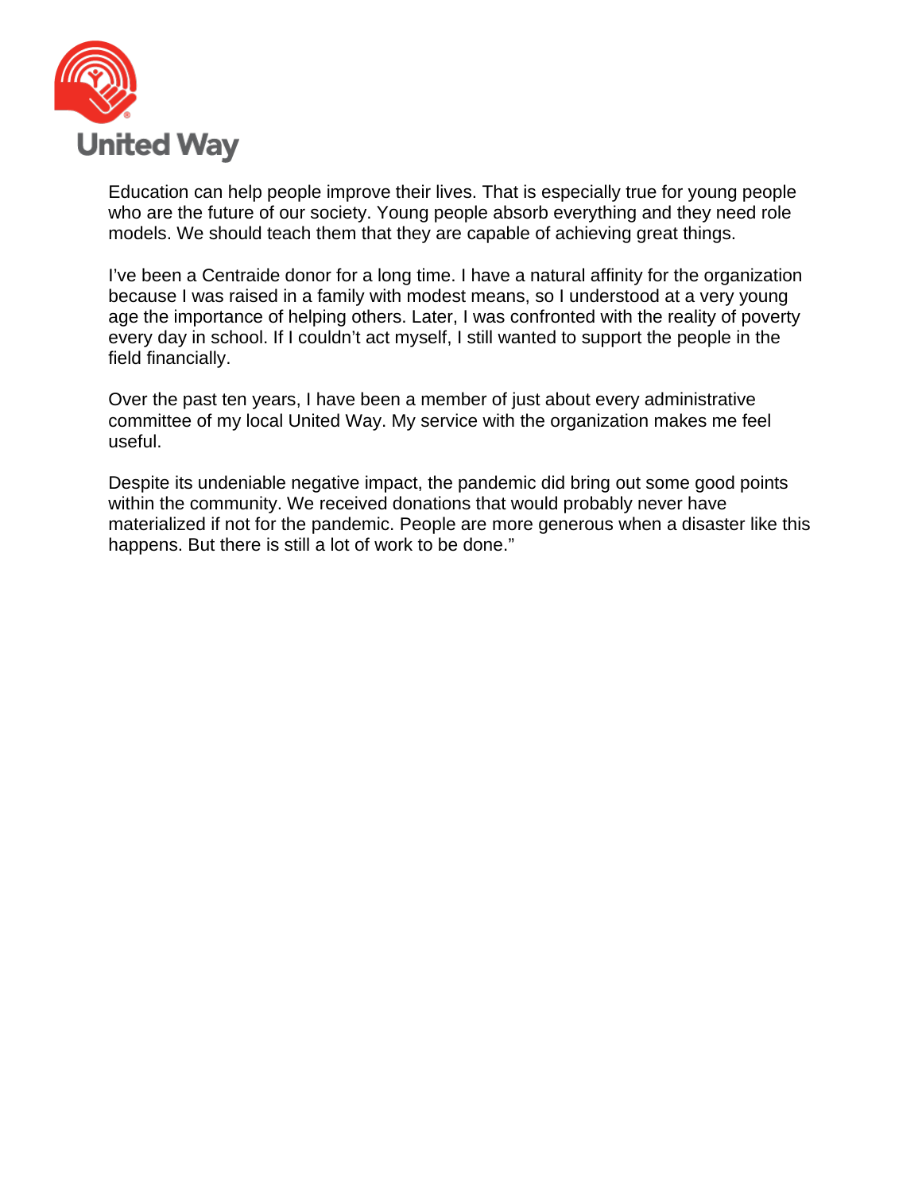Education can help people improve their lives. That is especially true for young people who are the future of our society. Young people absorb everything and they need role models. We should teach them that they are capable of achieving great things.

I've been a Centraide donor for a long time. I have a natural affinity for the organization because I was raised in a family with modest means, so I understood at a very young age the importance of helping others. Later, I was confronted with the reality of poverty every day in school. If I couldn't act myself, I still wanted to support the people in the field financially.

Over the past ten years, I have been a member of just about every administrative committee of my local United Way. My service with the organization makes me feel useful.

Despite its undeniable negative impact, the pandemic did bring out some good points within the community. We received donations that would probably never have materialized if not for the pandemic. People are more generous when a disaster like this happens. But there is still a lot of work to be done."